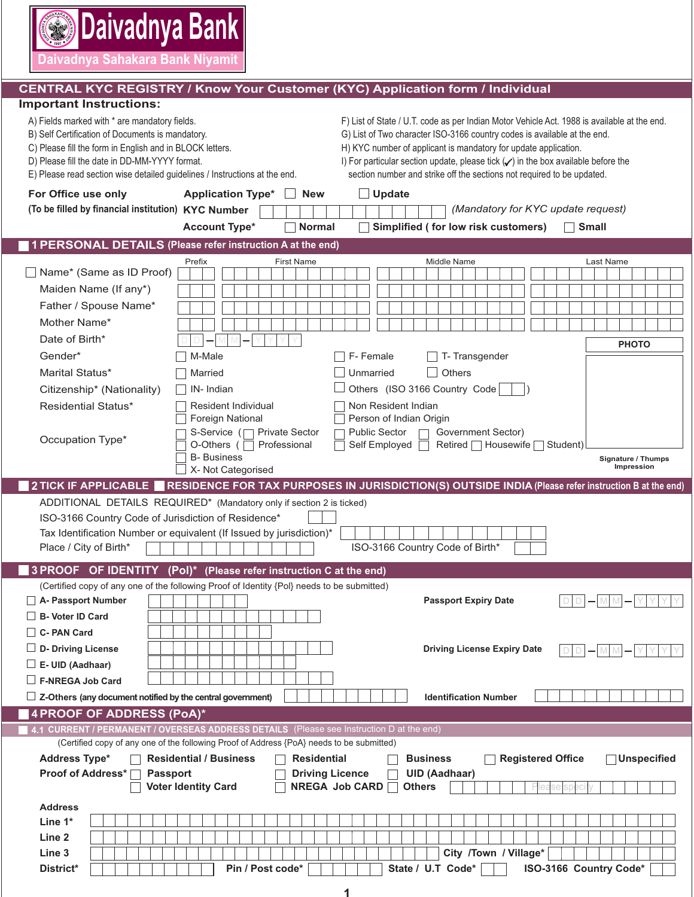# Daivadnya Bank
Daivadnya Sahakara Bank Niyamit

## CENTRAL KYC REGISTRY / Know Your Customer (KYC) Application form / Individual

### Important Instructions:

A) Fields marked with * are mandatory fields.
B) Self Certification of Documents is mandatory.
C) Please fill the form in English and in BLOCK letters.
D) Please fill the date in DD-MM-YYYY format.
E) Please read section wise detailed guidelines / Instructions at the end.
F) List of State / U.T. code as per Indian Motor Vehicle Act. 1988 is available at the end.
G) List of Two character ISO-3166 country codes is available at the end.
H) KYC number of applicant is mandatory for update application.
I) For particular section update, please tick (✓) in the box available before the section number and strike off the sections not required to be updated.

**For Office use only**
**(To be filled by financial institution)**

**Application Type*** ☐ **New** ☐ **Update**

**KYC Number** ______________ *(Mandatory for KYC update request)*

**Account Type*** ☐ **Normal** ☐ **Simplified ( for low risk customers)** ☐ **Small**

## ☐ 1 PERSONAL DETAILS (Please refer instruction A at the end)

| | Prefix | First Name | Middle Name | Last Name |
|---|---|---|---|---|
| ☐ Name* (Same as ID Proof) | | | | |
| Maiden Name (If any*) | | | | |
| Father / Spouse Name* | | | | |
| Mother Name* | | | | |

Date of Birth* D D – M M – Y Y Y Y

Gender* ☐ M-Male ☐ F- Female ☐ T- Transgender

Marital Status* ☐ Married ☐ Unmarried ☐ Others

Citizenship* (Nationality) ☐ IN- Indian ☐ Others (ISO 3166 Country Code ____ )

Residential Status* ☐ Resident Individual ☐ Non Resident Indian ☐ Foreign National ☐ Person of Indian Origin

Occupation Type* ☐ S-Service ( ☐ Private Sector ☐ Public Sector ☐ Government Sector)
☐ O-Others ( ☐ Professional ☐ Self Employed ☐ Retired ☐ Housewife ☐ Student)
☐ B- Business
☐ X- Not Categorised

PHOTO

Signature / Thumps Impression

## ☐ 2 TICK IF APPLICABLE ☐ RESIDENCE FOR TAX PURPOSES IN JURISDICTION(S) OUTSIDE INDIA (Please refer instruction B at the end)

ADDITIONAL DETAILS REQUIRED* (Mandatory only if section 2 is ticked)

ISO-3166 Country Code of Jurisdiction of Residence* ____

Tax Identification Number or equivalent (If Issued by jurisdiction)* ______________

Place / City of Birth* ______________ ISO-3166 Country Code of Birth* ____

## ☐ 3 PROOF OF IDENTITY (PoI)* (Please refer instruction C at the end)

(Certified copy of any one of the following Proof of Identity {PoI} needs to be submitted)

☐ **A- Passport Number** ______________ **Passport Expiry Date** D D – M M – Y Y Y Y
☐ **B- Voter ID Card** ______________
☐ **C- PAN Card** ______________
☐ **D- Driving License** ______________ **Driving License Expiry Date** D D – M M – Y Y Y Y
☐ **E- UID (Aadhaar)** ______________
☐ **F-NREGA Job Card** ______________
☐ **Z-Others (any document notified by the central government)** ______________ **Identification Number** ______________

## ☐ 4 PROOF OF ADDRESS (PoA)*

### ☐ 4.1 CURRENT / PERMANENT / OVERSEAS ADDRESS DETAILS (Please see Instruction D at the end)

(Certified copy of any one of the following Proof of Address {PoA} needs to be submitted)

**Address Type*** ☐ **Residential / Business** ☐ **Residential** ☐ **Business** ☐ **Registered Office** ☐ **Unspecified**

**Proof of Address*** ☐ **Passport** ☐ **Driving Licence** ☐ **UID (Aadhaar)**
☐ **Voter Identity Card** ☐ **NREGA Job CARD** ☐ **Others** ______________ (Please specify)

**Address**
**Line 1*** ______________
**Line 2** ______________
**Line 3** ______________ **City /Town / Village*** ______________
**District*** ______________ **Pin / Post code*** ______________ **State / U.T Code*** ____ **ISO-3166 Country Code*** ____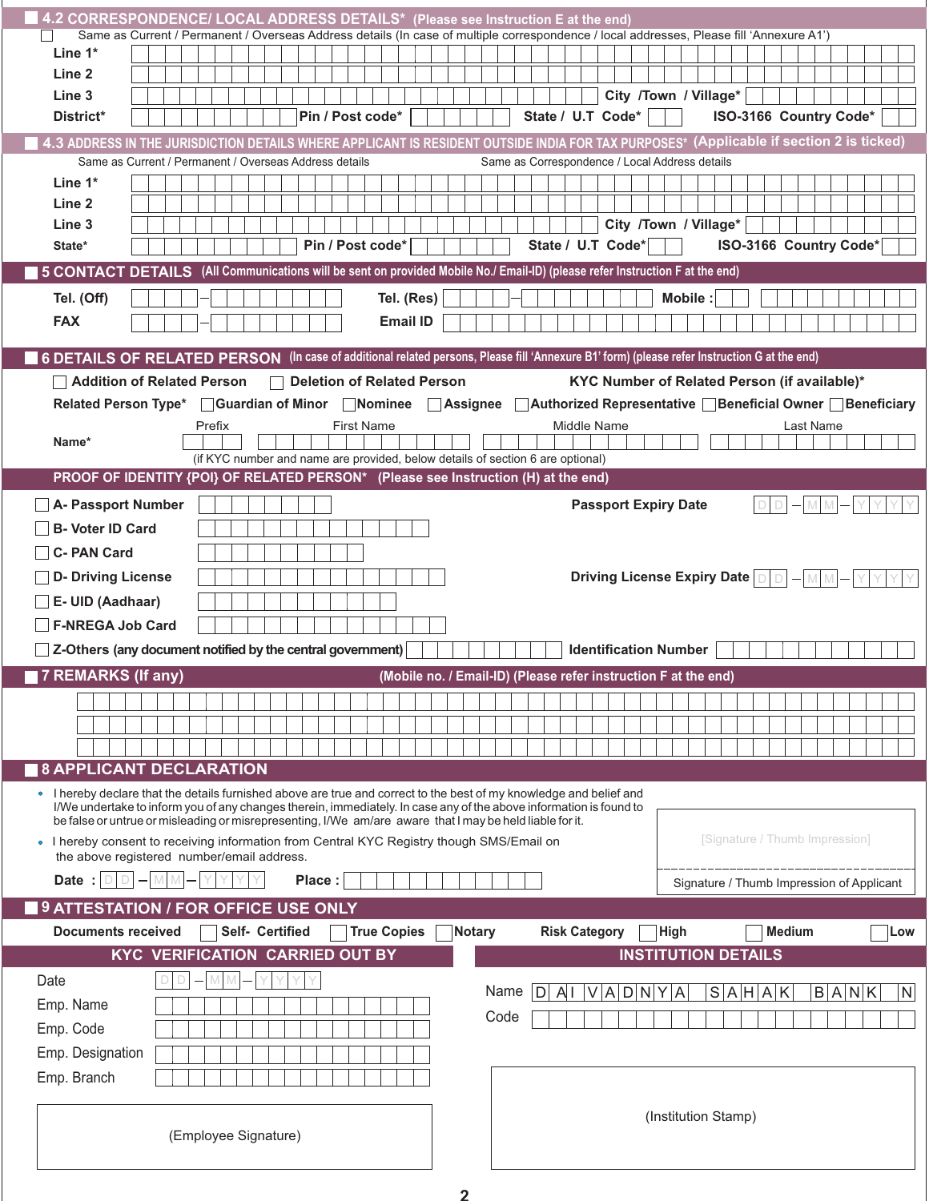## 4.2 CORRESPONDENCE/ LOCAL ADDRESS DETAILS* (Please see Instruction E at the end)

☐ Same as Current / Permanent / Overseas Address details (In case of multiple correspondence / local addresses, Please fill 'Annexure A1')

Line 1*

Line 2

Line 3 &nbsp;&nbsp;&nbsp; City /Town / Village*

District* &nbsp;&nbsp;&nbsp; Pin / Post code* &nbsp;&nbsp;&nbsp; State / U.T Code* &nbsp;&nbsp;&nbsp; ISO-3166 Country Code*

## 4.3 ADDRESS IN THE JURISDICTION DETAILS WHERE APPLICANT IS RESIDENT OUTSIDE INDIA FOR TAX PURPOSES* (Applicable if section 2 is ticked)

Same as Current / Permanent / Overseas Address details &nbsp;&nbsp;&nbsp; Same as Correspondence / Local Address details

Line 1*

Line 2

Line 3 &nbsp;&nbsp;&nbsp; City /Town / Village*

State* &nbsp;&nbsp;&nbsp; Pin / Post code* &nbsp;&nbsp;&nbsp; State / U.T Code* &nbsp;&nbsp;&nbsp; ISO-3166 Country Code*

## 5 CONTACT DETAILS (All Communications will be sent on provided Mobile No./ Email-ID) (please refer Instruction F at the end)

Tel. (Off) &nbsp;&nbsp;&nbsp; – &nbsp;&nbsp;&nbsp; Tel. (Res) &nbsp;&nbsp;&nbsp; – &nbsp;&nbsp;&nbsp; Mobile :

FAX &nbsp;&nbsp;&nbsp; – &nbsp;&nbsp;&nbsp; Email ID

## 6 DETAILS OF RELATED PERSON (In case of additional related persons, Please fill 'Annexure B1' form) (please refer Instruction G at the end)

☐ Addition of Related Person &nbsp;&nbsp;&nbsp; ☐ Deletion of Related Person &nbsp;&nbsp;&nbsp; KYC Number of Related Person (if available)*

Related Person Type* ☐ Guardian of Minor ☐ Nominee ☐ Assignee ☐ Authorized Representative ☐ Beneficial Owner ☐ Beneficiary

| | Prefix | First Name | Middle Name | Last Name |
|---|---|---|---|---|
| Name* | | | | |

(if KYC number and name are provided, below details of section 6 are optional)

### PROOF OF IDENTITY {POI} OF RELATED PERSON* (Please see Instruction (H) at the end)

☐ A- Passport Number &nbsp;&nbsp;&nbsp; Passport Expiry Date D D – M M – Y Y Y Y

☐ B- Voter ID Card

☐ C- PAN Card

☐ D- Driving License &nbsp;&nbsp;&nbsp; Driving License Expiry Date D D – M M – Y Y Y Y

☐ E- UID (Aadhaar)

☐ F-NREGA Job Card

☐ Z-Others (any document notified by the central government) &nbsp;&nbsp;&nbsp; Identification Number

## 7 REMARKS (If any)

(Mobile no. / Email-ID) (Please refer instruction F at the end)

## 8 APPLICANT DECLARATION

- I hereby declare that the details furnished above are true and correct to the best of my knowledge and belief and I/We undertake to inform you of any changes therein, immediately. In case any of the above information is found to be false or untrue or misleading or misrepresenting, I/We am/are aware that I may be held liable for it.
- I hereby consent to receiving information from Central KYC Registry though SMS/Email on the above registered number/email address.

Date : D D – M M – Y Y Y Y &nbsp;&nbsp;&nbsp; Place :

[Signature / Thumb Impression]

Signature / Thumb Impression of Applicant

## 9 ATTESTATION / FOR OFFICE USE ONLY

Documents received ☐ Self- Certified ☐ True Copies ☐ Notary &nbsp;&nbsp;&nbsp; Risk Category ☐ High ☐ Medium ☐ Low

### KYC VERIFICATION CARRIED OUT BY

Date D D – M M – Y Y Y Y

Emp. Name

Emp. Code

Emp. Designation

Emp. Branch

(Employee Signature)

### INSTITUTION DETAILS

Name DAI VADNYA SAHAK BANK N

Code

(Institution Stamp)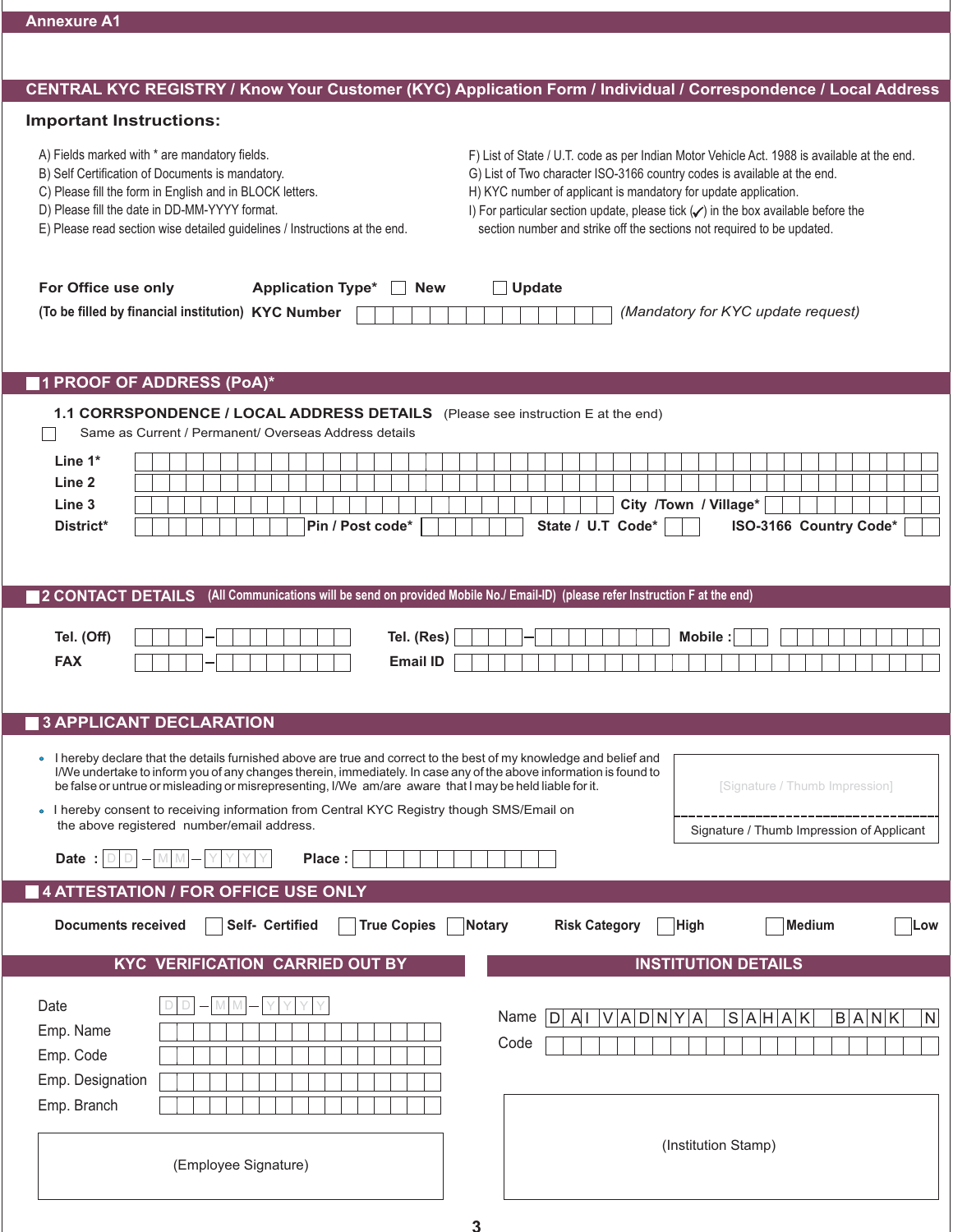Annexure A1

## CENTRAL KYC REGISTRY / Know Your Customer (KYC) Application Form / Individual / Correspondence / Local Address

### Important Instructions:

A) Fields marked with * are mandatory fields.
B) Self Certification of Documents is mandatory.
C) Please fill the form in English and in BLOCK letters.
D) Please fill the date in DD-MM-YYYY format.
E) Please read section wise detailed guidelines / Instructions at the end.
F) List of State / U.T. code as per Indian Motor Vehicle Act. 1988 is available at the end.
G) List of Two character ISO-3166 country codes is available at the end.
H) KYC number of applicant is mandatory for update application.
I) For particular section update, please tick (✓) in the box available before the section number and strike off the sections not required to be updated.

**For Office use only** **Application Type*** ☐ **New** ☐ **Update**

**(To be filled by financial institution)** **KYC Number** ____________ *(Mandatory for KYC update request)*

## ☐ 1 PROOF OF ADDRESS (PoA)*

**1.1 CORRSPONDENCE / LOCAL ADDRESS DETAILS** (Please see instruction E at the end)

☐ Same as Current / Permanent/ Overseas Address details

**Line 1*** ____________

**Line 2** ____________

**Line 3** ____________ **City /Town / Village*** ____________

**District*** ____________ **Pin / Post code*** ____________ **State / U.T Code*** ____ **ISO-3166 Country Code*** ____

## ☐ 2 CONTACT DETAILS (All Communications will be send on provided Mobile No./ Email-ID) (please refer Instruction F at the end)

**Tel. (Off)** ____ – ____________ **Tel. (Res)** ____ – ____________ **Mobile :** ____ ____________

**FAX** ____ – ____________ **Email ID** ____________

## ☐ 3 APPLICANT DECLARATION

- I hereby declare that the details furnished above are true and correct to the best of my knowledge and belief and I/We undertake to inform you of any changes therein, immediately. In case any of the above information is found to be false or untrue or misleading or misrepresenting, I/We am/are aware that I may be held liable for it.
- I hereby consent to receiving information from Central KYC Registry though SMS/Email on the above registered number/email address.

[Signature / Thumb Impression]

Signature / Thumb Impression of Applicant

**Date :** D D – M M – Y Y Y Y **Place :** ____________

## ☐ 4 ATTESTATION / FOR OFFICE USE ONLY

**Documents received** ☐ **Self- Certified** ☐ **True Copies** ☐ **Notary** **Risk Category** ☐ **High** ☐ **Medium** ☐ **Low**

### KYC VERIFICATION CARRIED OUT BY

Date D D – M M – Y Y Y Y
Emp. Name ____________
Emp. Code ____________
Emp. Designation ____________
Emp. Branch ____________

(Employee Signature)

### INSTITUTION DETAILS

Name D AI VADNYA SAHAK BANK N
Code ____________

(Institution Stamp)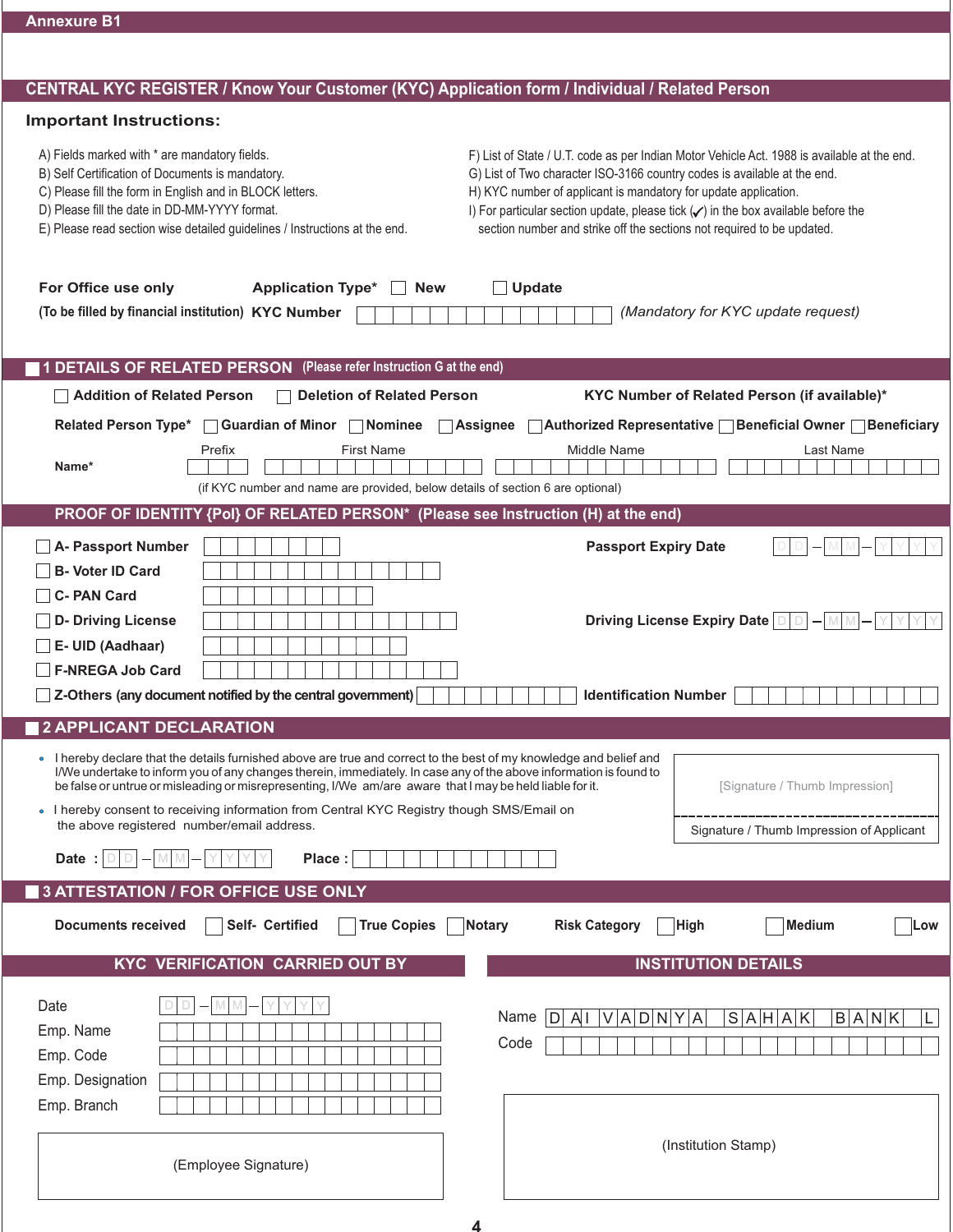Annexure B1

## CENTRAL KYC REGISTER / Know Your Customer (KYC) Application form / Individual / Related Person

### Important Instructions:

A) Fields marked with * are mandatory fields.
B) Self Certification of Documents is mandatory.
C) Please fill the form in English and in BLOCK letters.
D) Please fill the date in DD-MM-YYYY format.
E) Please read section wise detailed guidelines / Instructions at the end.
F) List of State / U.T. code as per Indian Motor Vehicle Act. 1988 is available at the end.
G) List of Two character ISO-3166 country codes is available at the end.
H) KYC number of applicant is mandatory for update application.
I) For particular section update, please tick (✓) in the box available before the section number and strike off the sections not required to be updated.

**For Office use only** **Application Type*** ☐ New ☐ Update

**(To be filled by financial institution)** **KYC Number** ______________ *(Mandatory for KYC update request)*

## ☐ 1 DETAILS OF RELATED PERSON (Please refer Instruction G at the end)

☐ Addition of Related Person ☐ Deletion of Related Person **KYC Number of Related Person (if available)***

**Related Person Type*** ☐ Guardian of Minor ☐ Nominee ☐ Assignee ☐ Authorized Representative ☐ Beneficial Owner ☐ Beneficiary

**Name*** Prefix ______ First Name ______ Middle Name ______ Last Name ______

(if KYC number and name are provided, below details of section 6 are optional)

### PROOF OF IDENTITY {PoI} OF RELATED PERSON* (Please see Instruction (H) at the end)

☐ **A- Passport Number** ______ **Passport Expiry Date** DD – MM – YYYY

☐ **B- Voter ID Card** ______

☐ **C- PAN Card** ______

☐ **D- Driving License** ______ **Driving License Expiry Date** DD – MM – YYYY

☐ **E- UID (Aadhaar)** ______

☐ **F-NREGA Job Card** ______

☐ **Z-Others (any document notified by the central government)** ______ **Identification Number** ______

## ☐ 2 APPLICANT DECLARATION

- I hereby declare that the details furnished above are true and correct to the best of my knowledge and belief and I/We undertake to inform you of any changes therein, immediately. In case any of the above information is found to be false or untrue or misleading or misrepresenting, I/We am/are aware that I may be held liable for it.
- I hereby consent to receiving information from Central KYC Registry though SMS/Email on the above registered number/email address.

[Signature / Thumb Impression]

Signature / Thumb Impression of Applicant

**Date :** DD – MM – YYYY **Place :** ______

## ☐ 3 ATTESTATION / FOR OFFICE USE ONLY

**Documents received** ☐ Self- Certified ☐ True Copies ☐ Notary **Risk Category** ☐ High ☐ Medium ☐ Low

### KYC VERIFICATION CARRIED OUT BY

Date DD – MM – YYYY

Emp. Name ______

Emp. Code ______

Emp. Designation ______

Emp. Branch ______

(Employee Signature)

### INSTITUTION DETAILS

Name DAI VADNYA SAHAK BANK L

Code ______

(Institution Stamp)